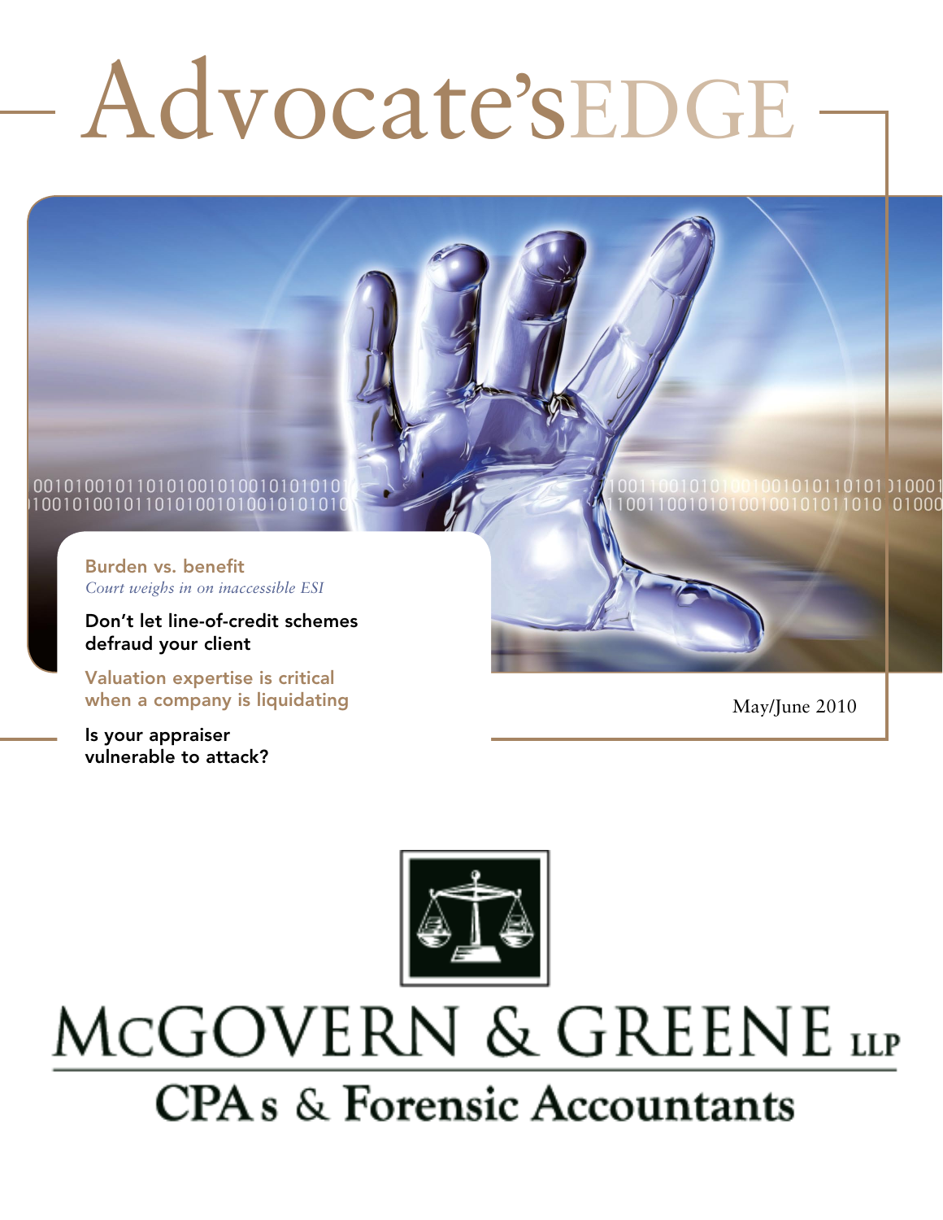# Advocate'sEDGE

**Burden vs. benefit**
*Court weighs in on inaccessible ESI*

**Don't let line-of-credit schemes defraud your client**

**Valuation expertise is critical when a company is liquidating**

**Is your appraiser vulnerable to attack?**

May/June 2010

MCGOVERN & GREENE LLP

CPAs & Forensic Accountants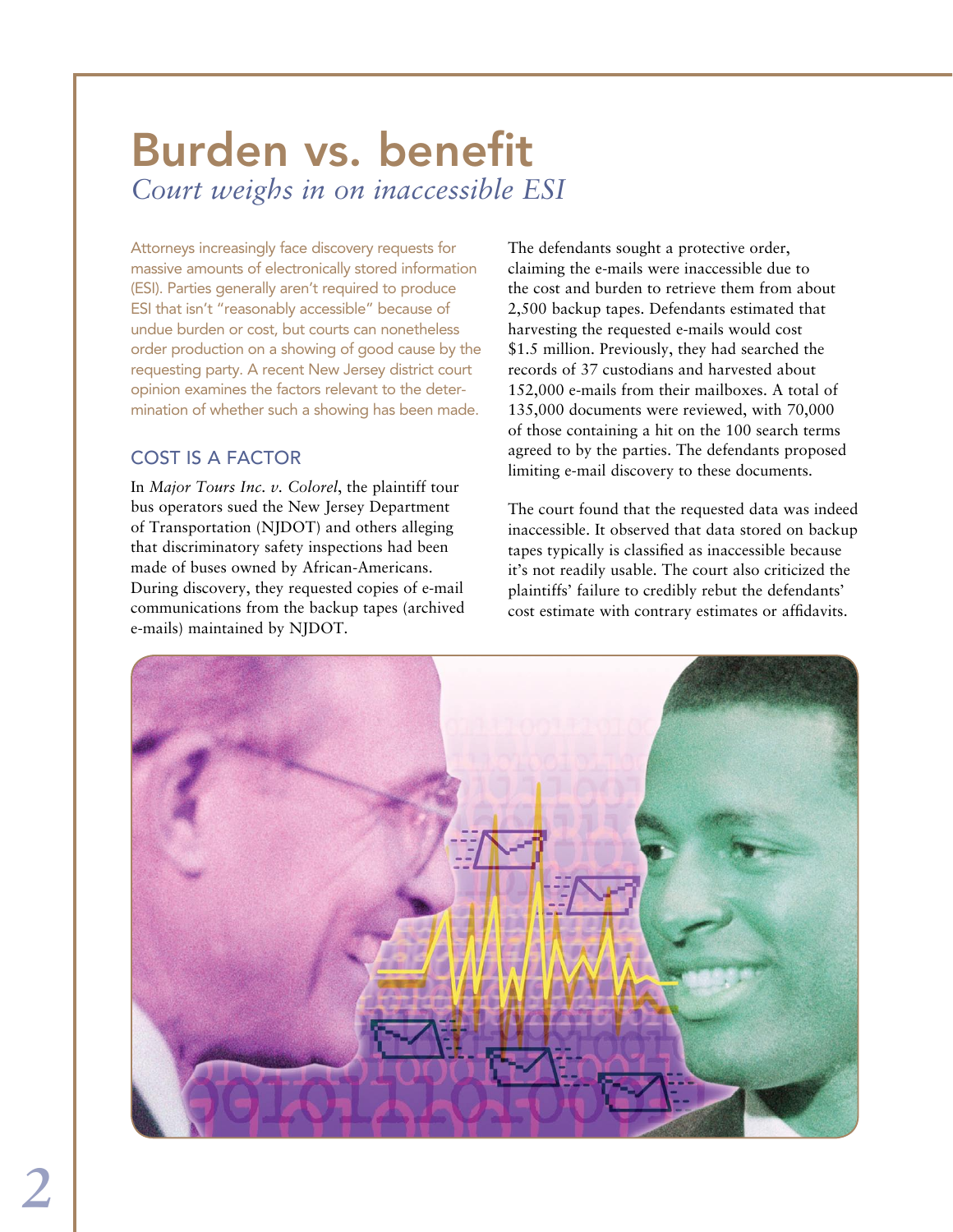# Burden vs. benefit

*Court weighs in on inaccessible ESI*

Attorneys increasingly face discovery requests for massive amounts of electronically stored information (ESI). Parties generally aren't required to produce ESI that isn't "reasonably accessible" because of undue burden or cost, but courts can nonetheless order production on a showing of good cause by the requesting party. A recent New Jersey district court opinion examines the factors relevant to the determination of whether such a showing has been made.

## COST IS A FACTOR

In *Major Tours Inc. v. Colorel*, the plaintiff tour bus operators sued the New Jersey Department of Transportation (NJDOT) and others alleging that discriminatory safety inspections had been made of buses owned by African-Americans. During discovery, they requested copies of e-mail communications from the backup tapes (archived e-mails) maintained by NJDOT.

The defendants sought a protective order, claiming the e-mails were inaccessible due to the cost and burden to retrieve them from about 2,500 backup tapes. Defendants estimated that harvesting the requested e-mails would cost $1.5 million. Previously, they had searched the records of 37 custodians and harvested about 152,000 e-mails from their mailboxes. A total of 135,000 documents were reviewed, with 70,000 of those containing a hit on the 100 search terms agreed to by the parties. The defendants proposed limiting e-mail discovery to these documents.

The court found that the requested data was indeed inaccessible. It observed that data stored on backup tapes typically is classified as inaccessible because it's not readily usable. The court also criticized the plaintiffs' failure to credibly rebut the defendants' cost estimate with contrary estimates or affidavits.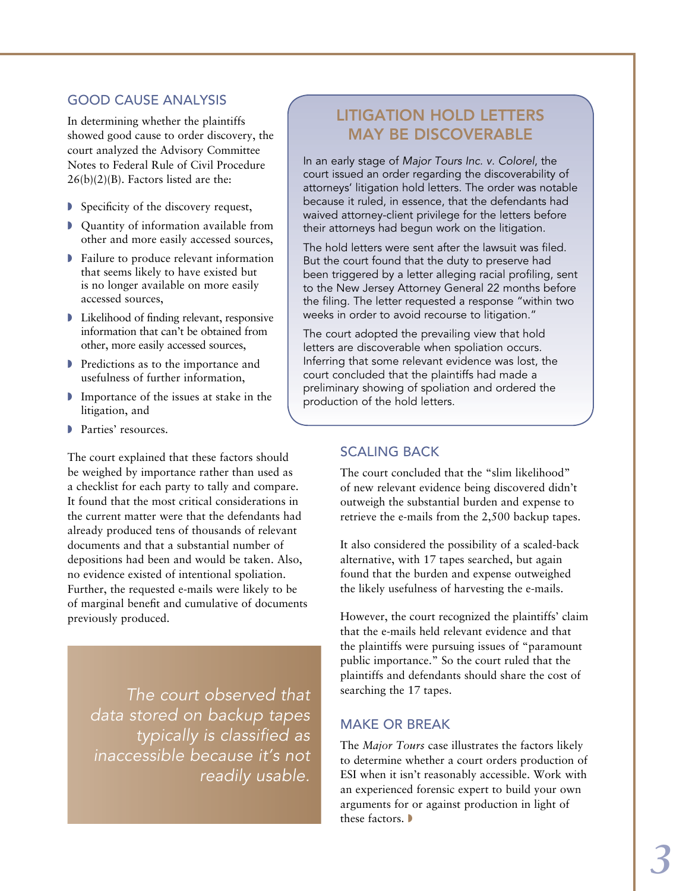## GOOD CAUSE ANALYSIS

In determining whether the plaintiffs showed good cause to order discovery, the court analyzed the Advisory Committee Notes to Federal Rule of Civil Procedure 26(b)(2)(B). Factors listed are the:

- Specificity of the discovery request,
- Quantity of information available from other and more easily accessed sources,
- Failure to produce relevant information that seems likely to have existed but is no longer available on more easily accessed sources,
- Likelihood of finding relevant, responsive information that can't be obtained from other, more easily accessed sources,
- Predictions as to the importance and usefulness of further information,
- Importance of the issues at stake in the litigation, and
- Parties' resources.

The court explained that these factors should be weighed by importance rather than used as a checklist for each party to tally and compare. It found that the most critical considerations in the current matter were that the defendants had already produced tens of thousands of relevant documents and that a substantial number of depositions had been and would be taken. Also, no evidence existed of intentional spoliation. Further, the requested e-mails were likely to be of marginal benefit and cumulative of documents previously produced.

> *The court observed that data stored on backup tapes typically is classified as inaccessible because it's not readily usable.*

## LITIGATION HOLD LETTERS MAY BE DISCOVERABLE

In an early stage of *Major Tours Inc. v. Colorel*, the court issued an order regarding the discoverability of attorneys' litigation hold letters. The order was notable because it ruled, in essence, that the defendants had waived attorney-client privilege for the letters before their attorneys had begun work on the litigation.

The hold letters were sent after the lawsuit was filed. But the court found that the duty to preserve had been triggered by a letter alleging racial profiling, sent to the New Jersey Attorney General 22 months before the filing. The letter requested a response "within two weeks in order to avoid recourse to litigation."

The court adopted the prevailing view that hold letters are discoverable when spoliation occurs. Inferring that some relevant evidence was lost, the court concluded that the plaintiffs had made a preliminary showing of spoliation and ordered the production of the hold letters.

## SCALING BACK

The court concluded that the "slim likelihood" of new relevant evidence being discovered didn't outweigh the substantial burden and expense to retrieve the e-mails from the 2,500 backup tapes.

It also considered the possibility of a scaled-back alternative, with 17 tapes searched, but again found that the burden and expense outweighed the likely usefulness of harvesting the e-mails.

However, the court recognized the plaintiffs' claim that the e-mails held relevant evidence and that the plaintiffs were pursuing issues of "paramount public importance." So the court ruled that the plaintiffs and defendants should share the cost of searching the 17 tapes.

## MAKE OR BREAK

The *Major Tours* case illustrates the factors likely to determine whether a court orders production of ESI when it isn't reasonably accessible. Work with an experienced forensic expert to build your own arguments for or against production in light of these factors.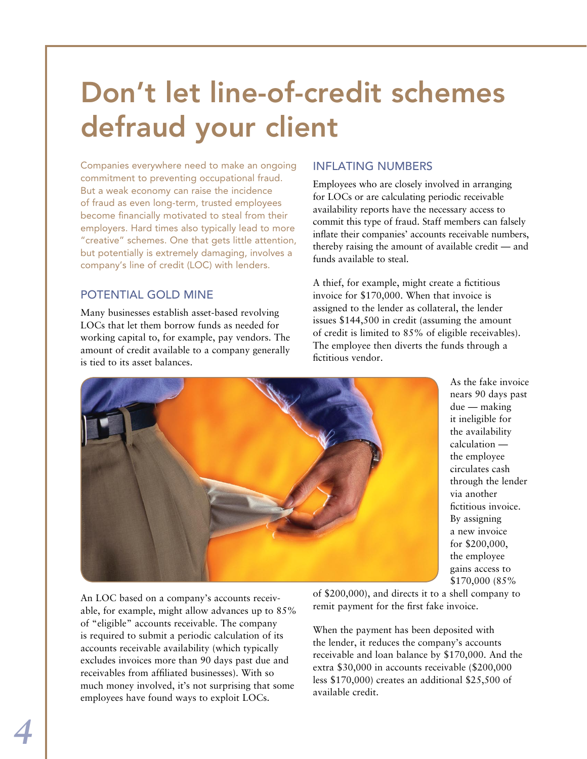# Don't let line-of-credit schemes defraud your client

Companies everywhere need to make an ongoing commitment to preventing occupational fraud. But a weak economy can raise the incidence of fraud as even long-term, trusted employees become financially motivated to steal from their employers. Hard times also typically lead to more "creative" schemes. One that gets little attention, but potentially is extremely damaging, involves a company's line of credit (LOC) with lenders.

## POTENTIAL GOLD MINE

Many businesses establish asset-based revolving LOCs that let them borrow funds as needed for working capital to, for example, pay vendors. The amount of credit available to a company generally is tied to its asset balances.

An LOC based on a company's accounts receivable, for example, might allow advances up to 85% of "eligible" accounts receivable. The company is required to submit a periodic calculation of its accounts receivable availability (which typically excludes invoices more than 90 days past due and receivables from affiliated businesses). With so much money involved, it's not surprising that some employees have found ways to exploit LOCs.

## INFLATING NUMBERS

Employees who are closely involved in arranging for LOCs or are calculating periodic receivable availability reports have the necessary access to commit this type of fraud. Staff members can falsely inflate their companies' accounts receivable numbers, thereby raising the amount of available credit — and funds available to steal.

A thief, for example, might create a fictitious invoice for $170,000. When that invoice is assigned to the lender as collateral, the lender issues $144,500 in credit (assuming the amount of credit is limited to 85% of eligible receivables). The employee then diverts the funds through a fictitious vendor.

As the fake invoice nears 90 days past due — making it ineligible for the availability calculation — the employee circulates cash through the lender via another fictitious invoice. By assigning a new invoice for $200,000, the employee gains access to $170,000 (85% of $200,000), and directs it to a shell company to remit payment for the first fake invoice.

When the payment has been deposited with the lender, it reduces the company's accounts receivable and loan balance by $170,000. And the extra $30,000 in accounts receivable ($200,000 less $170,000) creates an additional $25,500 of available credit.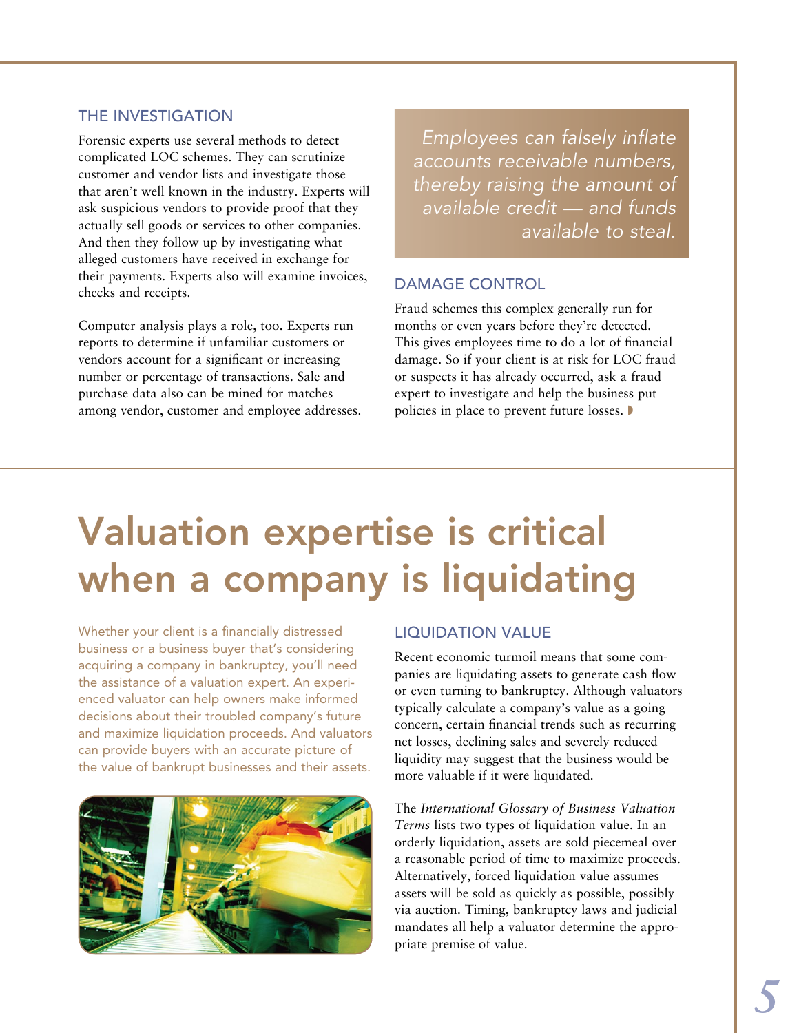### THE INVESTIGATION

Forensic experts use several methods to detect complicated LOC schemes. They can scrutinize customer and vendor lists and investigate those that aren't well known in the industry. Experts will ask suspicious vendors to provide proof that they actually sell goods or services to other companies. And then they follow up by investigating what alleged customers have received in exchange for their payments. Experts also will examine invoices, checks and receipts.

Computer analysis plays a role, too. Experts run reports to determine if unfamiliar customers or vendors account for a significant or increasing number or percentage of transactions. Sale and purchase data also can be mined for matches among vendor, customer and employee addresses.

*Employees can falsely inflate accounts receivable numbers, thereby raising the amount of available credit — and funds available to steal.*

### DAMAGE CONTROL

Fraud schemes this complex generally run for months or even years before they're detected. This gives employees time to do a lot of financial damage. So if your client is at risk for LOC fraud or suspects it has already occurred, ask a fraud expert to investigate and help the business put policies in place to prevent future losses.

# Valuation expertise is critical when a company is liquidating

Whether your client is a financially distressed business or a business buyer that's considering acquiring a company in bankruptcy, you'll need the assistance of a valuation expert. An experienced valuator can help owners make informed decisions about their troubled company's future and maximize liquidation proceeds. And valuators can provide buyers with an accurate picture of the value of bankrupt businesses and their assets.

### LIQUIDATION VALUE

Recent economic turmoil means that some companies are liquidating assets to generate cash flow or even turning to bankruptcy. Although valuators typically calculate a company's value as a going concern, certain financial trends such as recurring net losses, declining sales and severely reduced liquidity may suggest that the business would be more valuable if it were liquidated.

The *International Glossary of Business Valuation Terms* lists two types of liquidation value. In an orderly liquidation, assets are sold piecemeal over a reasonable period of time to maximize proceeds. Alternatively, forced liquidation value assumes assets will be sold as quickly as possible, possibly via auction. Timing, bankruptcy laws and judicial mandates all help a valuator determine the appropriate premise of value.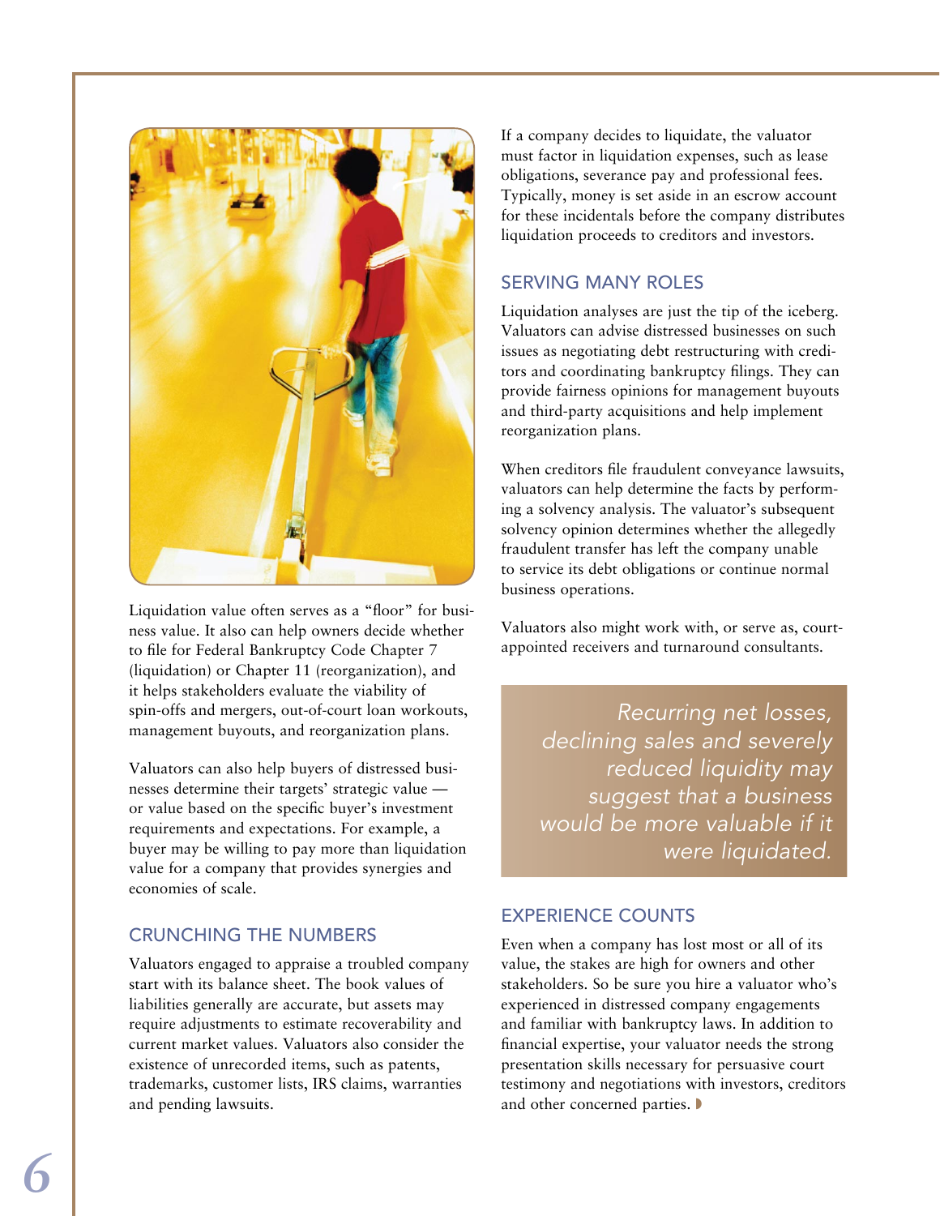Liquidation value often serves as a "floor" for business value. It also can help owners decide whether to file for Federal Bankruptcy Code Chapter 7 (liquidation) or Chapter 11 (reorganization), and it helps stakeholders evaluate the viability of spin-offs and mergers, out-of-court loan workouts, management buyouts, and reorganization plans.

Valuators can also help buyers of distressed businesses determine their targets' strategic value — or value based on the specific buyer's investment requirements and expectations. For example, a buyer may be willing to pay more than liquidation value for a company that provides synergies and economies of scale.

## CRUNCHING THE NUMBERS

Valuators engaged to appraise a troubled company start with its balance sheet. The book values of liabilities generally are accurate, but assets may require adjustments to estimate recoverability and current market values. Valuators also consider the existence of unrecorded items, such as patents, trademarks, customer lists, IRS claims, warranties and pending lawsuits.

If a company decides to liquidate, the valuator must factor in liquidation expenses, such as lease obligations, severance pay and professional fees. Typically, money is set aside in an escrow account for these incidentals before the company distributes liquidation proceeds to creditors and investors.

## SERVING MANY ROLES

Liquidation analyses are just the tip of the iceberg. Valuators can advise distressed businesses on such issues as negotiating debt restructuring with creditors and coordinating bankruptcy filings. They can provide fairness opinions for management buyouts and third-party acquisitions and help implement reorganization plans.

When creditors file fraudulent conveyance lawsuits, valuators can help determine the facts by performing a solvency analysis. The valuator's subsequent solvency opinion determines whether the allegedly fraudulent transfer has left the company unable to service its debt obligations or continue normal business operations.

Valuators also might work with, or serve as, court-appointed receivers and turnaround consultants.

> *Recurring net losses, declining sales and severely reduced liquidity may suggest that a business would be more valuable if it were liquidated.*

## EXPERIENCE COUNTS

Even when a company has lost most or all of its value, the stakes are high for owners and other stakeholders. So be sure you hire a valuator who's experienced in distressed company engagements and familiar with bankruptcy laws. In addition to financial expertise, your valuator needs the strong presentation skills necessary for persuasive court testimony and negotiations with investors, creditors and other concerned parties.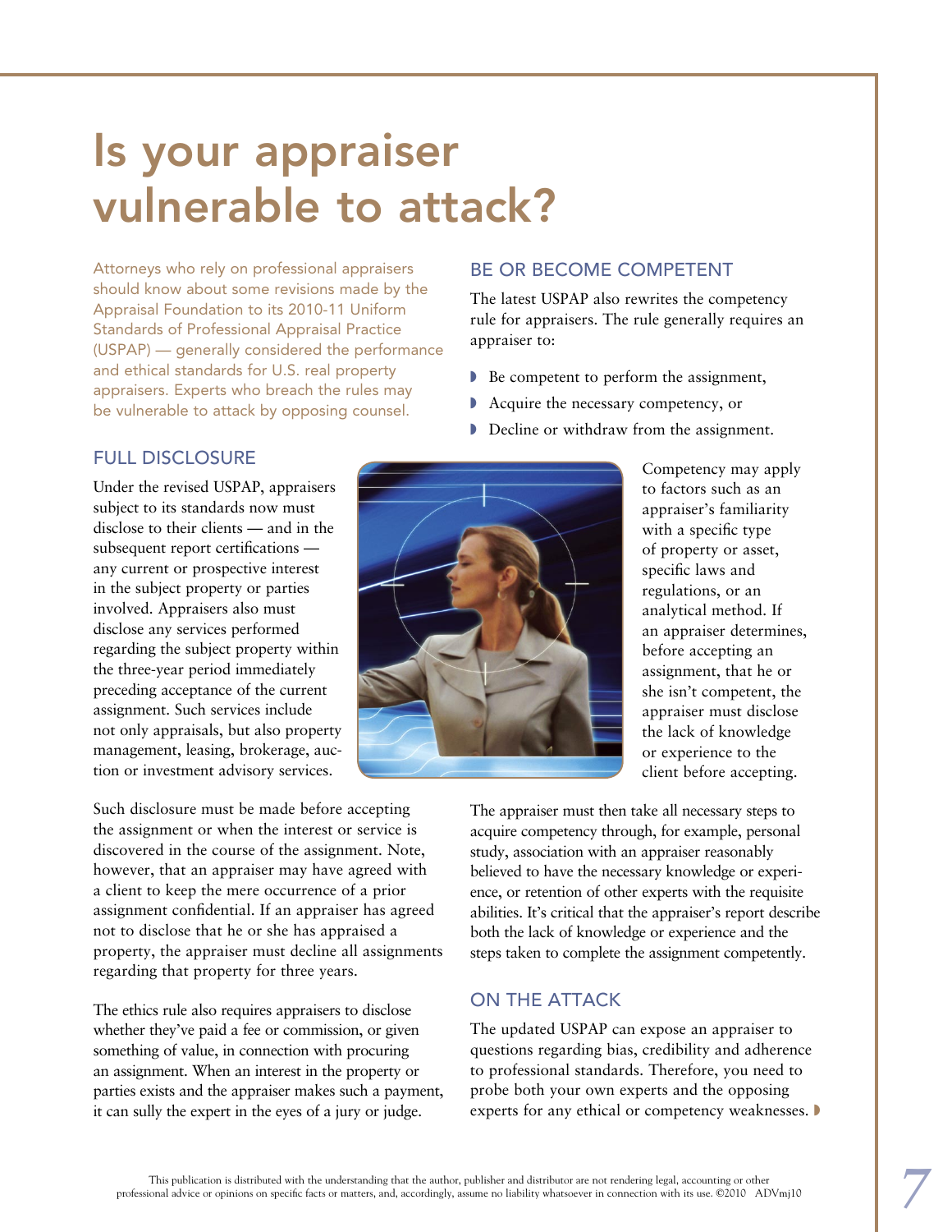# Is your appraiser vulnerable to attack?

Attorneys who rely on professional appraisers should know about some revisions made by the Appraisal Foundation to its 2010-11 Uniform Standards of Professional Appraisal Practice (USPAP) — generally considered the performance and ethical standards for U.S. real property appraisers. Experts who breach the rules may be vulnerable to attack by opposing counsel.

## FULL DISCLOSURE

Under the revised USPAP, appraisers subject to its standards now must disclose to their clients — and in the subsequent report certifications — any current or prospective interest in the subject property or parties involved. Appraisers also must disclose any services performed regarding the subject property within the three-year period immediately preceding acceptance of the current assignment. Such services include not only appraisals, but also property management, leasing, brokerage, auction or investment advisory services.

Such disclosure must be made before accepting the assignment or when the interest or service is discovered in the course of the assignment. Note, however, that an appraiser may have agreed with a client to keep the mere occurrence of a prior assignment confidential. If an appraiser has agreed not to disclose that he or she has appraised a property, the appraiser must decline all assignments regarding that property for three years.

The ethics rule also requires appraisers to disclose whether they've paid a fee or commission, or given something of value, in connection with procuring an assignment. When an interest in the property or parties exists and the appraiser makes such a payment, it can sully the expert in the eyes of a jury or judge.

## BE OR BECOME COMPETENT

The latest USPAP also rewrites the competency rule for appraisers. The rule generally requires an appraiser to:

- Be competent to perform the assignment,
- Acquire the necessary competency, or
- Decline or withdraw from the assignment.

Competency may apply to factors such as an appraiser's familiarity with a specific type of property or asset, specific laws and regulations, or an analytical method. If an appraiser determines, before accepting an assignment, that he or she isn't competent, the appraiser must disclose the lack of knowledge or experience to the client before accepting.

The appraiser must then take all necessary steps to acquire competency through, for example, personal study, association with an appraiser reasonably believed to have the necessary knowledge or experience, or retention of other experts with the requisite abilities. It's critical that the appraiser's report describe both the lack of knowledge or experience and the steps taken to complete the assignment competently.

## ON THE ATTACK

The updated USPAP can expose an appraiser to questions regarding bias, credibility and adherence to professional standards. Therefore, you need to probe both your own experts and the opposing experts for any ethical or competency weaknesses.

This publication is distributed with the understanding that the author, publisher and distributor are not rendering legal, accounting or other professional advice or opinions on specific facts or matters, and, accordingly, assume no liability whatsoever in connection with its use. ©2010 ADVmj10